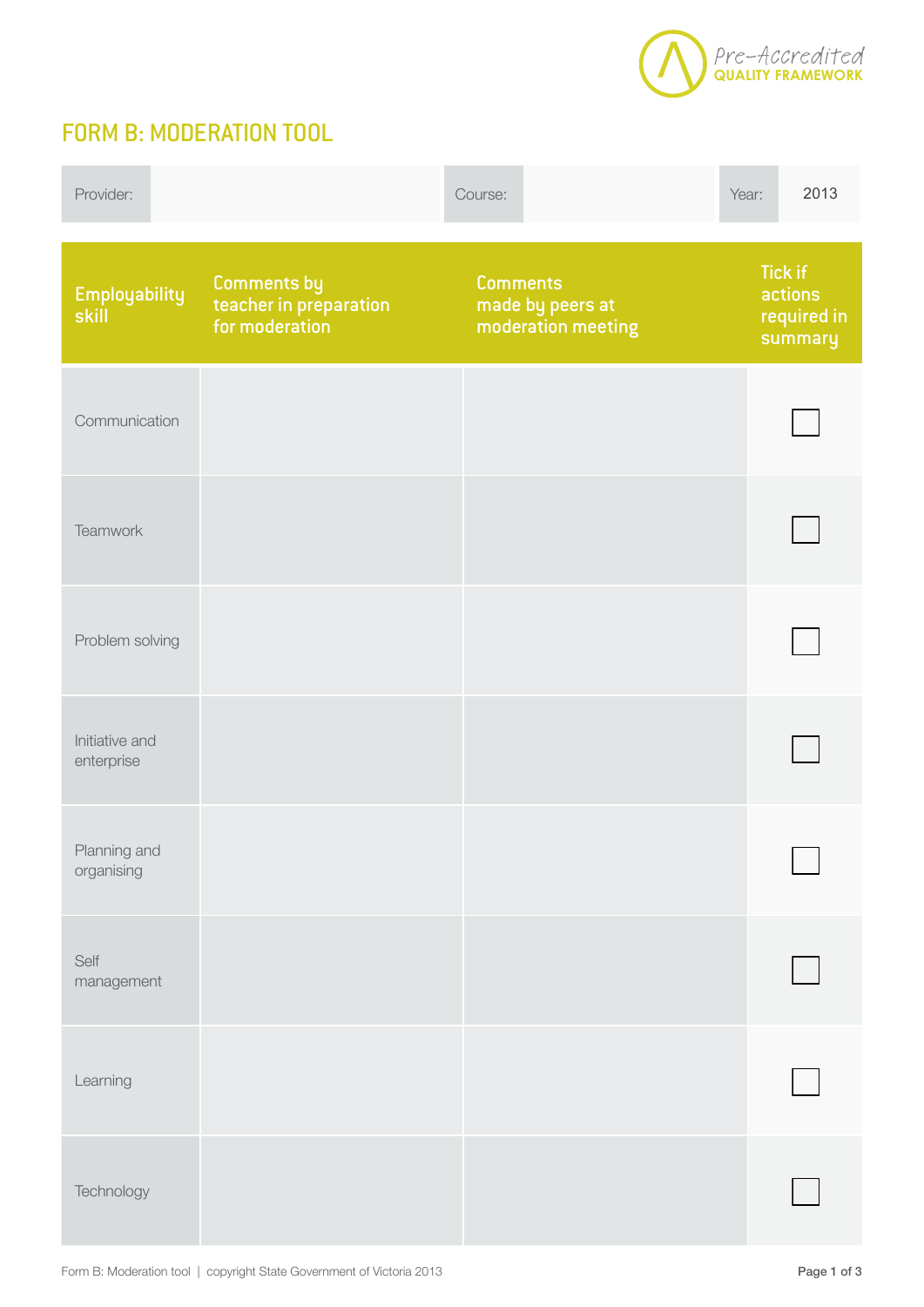Pre-Accredited
QUALITY FRAMEWORK

# FORM B: MODERATION TOOL

| Provider: | | Course: | | Year: | 2013 |
|---|---|---|---|---|---|

| Employability skill | Comments by teacher in preparation for moderation | Comments made by peers at moderation meeting | Tick if actions required in summary |
|---|---|---|---|
| Communication | | | ☐ |
| Teamwork | | | ☐ |
| Problem solving | | | ☐ |
| Initiative and enterprise | | | ☐ |
| Planning and organising | | | ☐ |
| Self management | | | ☐ |
| Learning | | | ☐ |
| Technology | | | ☐ |

Form B: Moderation tool | copyright State Government of Victoria 2013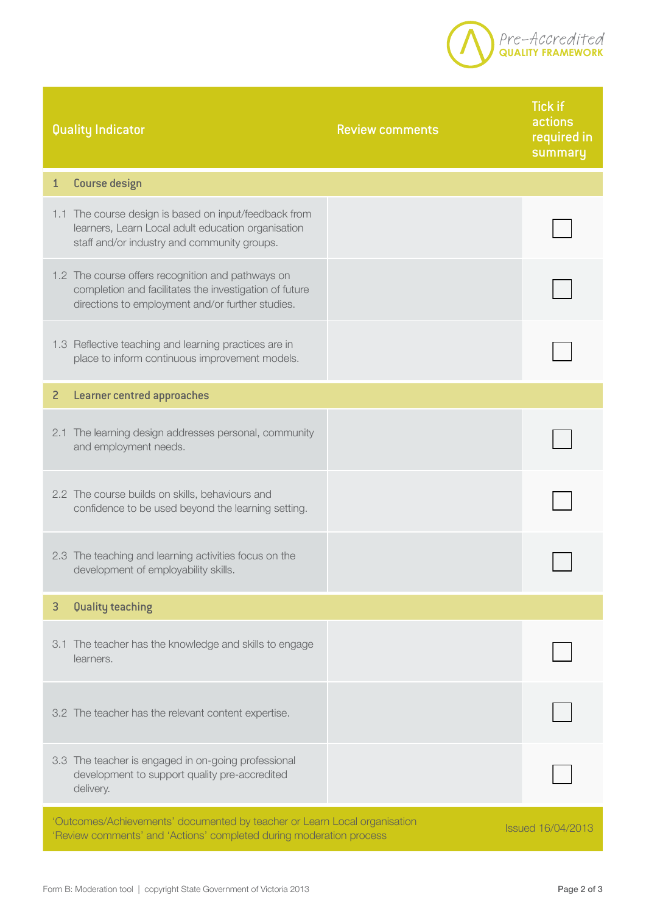| Quality Indicator | Review comments | Tick if actions required in summary |
|---|---|---|
| **1 Course design** | | |
| 1.1 The course design is based on input/feedback from learners, Learn Local adult education organisation staff and/or industry and community groups. | | ☐ |
| 1.2 The course offers recognition and pathways on completion and facilitates the investigation of future directions to employment and/or further studies. | | ☐ |
| 1.3 Reflective teaching and learning practices are in place to inform continuous improvement models. | | ☐ |
| **2 Learner centred approaches** | | |
| 2.1 The learning design addresses personal, community and employment needs. | | ☐ |
| 2.2 The course builds on skills, behaviours and confidence to be used beyond the learning setting. | | ☐ |
| 2.3 The teaching and learning activities focus on the development of employability skills. | | ☐ |
| **3 Quality teaching** | | |
| 3.1 The teacher has the knowledge and skills to engage learners. | | ☐ |
| 3.2 The teacher has the relevant content expertise. | | ☐ |
| 3.3 The teacher is engaged in on-going professional development to support quality pre-accredited delivery. | | ☐ |

'Outcomes/Achievements' documented by teacher or Learn Local organisation
'Review comments' and 'Actions' completed during moderation process

Issued 16/04/2013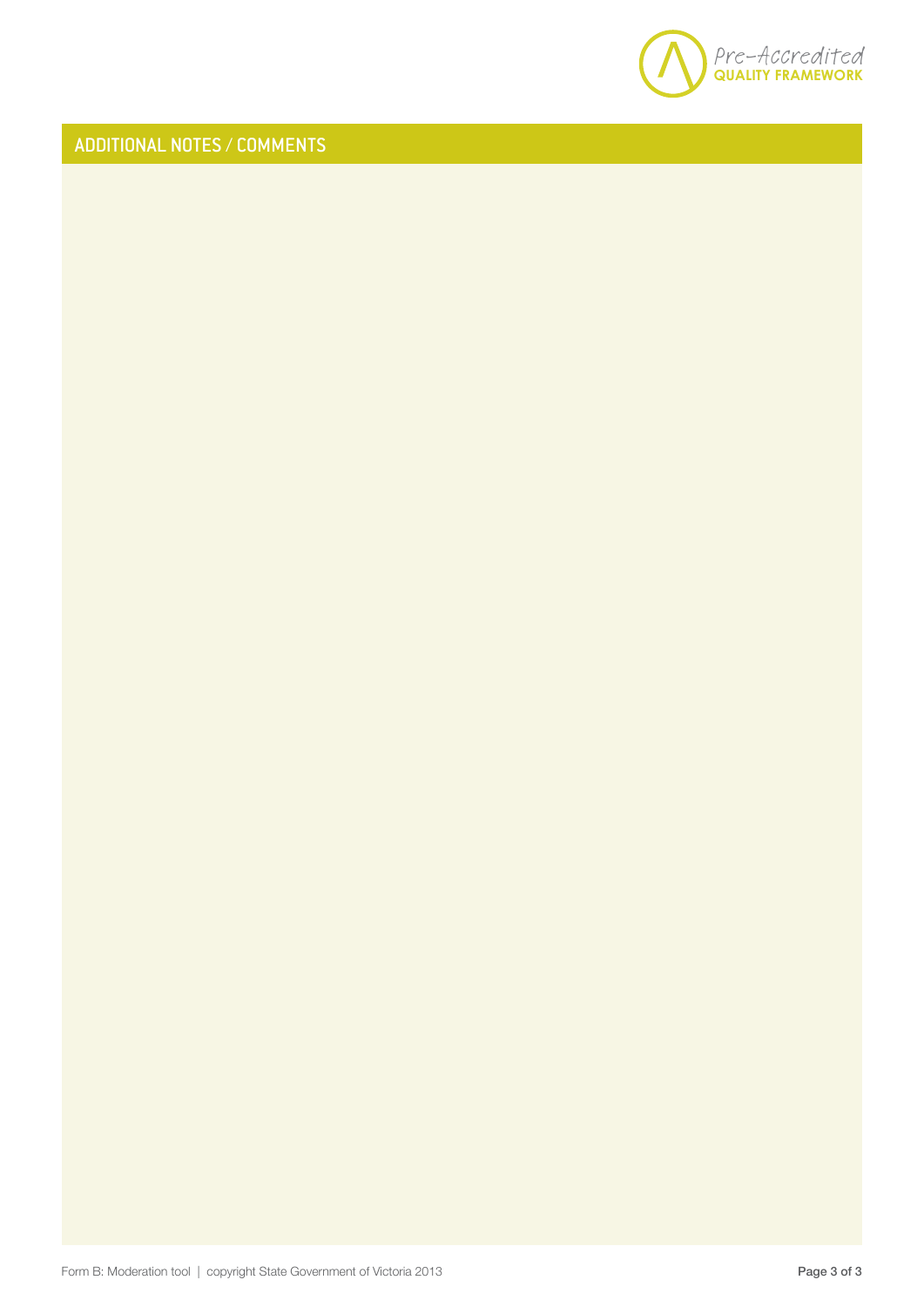## ADDITIONAL NOTES / COMMENTS